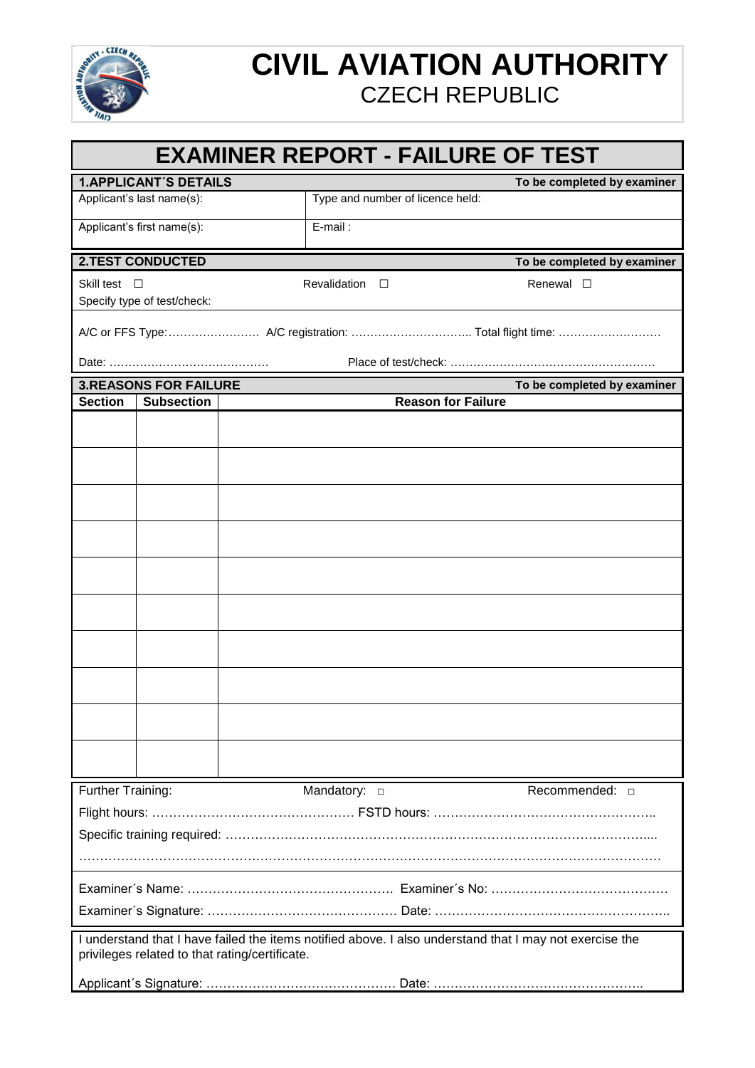# CIVIL AVIATION AUTHORITY
CZECH REPUBLIC

## EXAMINER REPORT - FAILURE OF TEST

| **1.APPLICANT´S DETAILS** | **To be completed by examiner** |
|---|---|
| Applicant's last name(s): | Type and number of licence held: |
| Applicant's first name(s): | E-mail : |

**2.TEST CONDUCTED** — **To be completed by examiner**

Skill test ☐ Revalidation ☐ Renewal ☐

Specify type of test/check:

A/C or FFS Type:…………………… A/C registration: ………………………….. Total flight time: ………………………

Date: …………………………………… Place of test/check: ………………………………………………

**3.REASONS FOR FAILURE** — **To be completed by examiner**

| Section | Subsection | Reason for Failure |
|---|---|---|
| | | |
| | | |
| | | |
| | | |
| | | |
| | | |
| | | |
| | | |
| | | |
| | | |

Further Training: Mandatory: ☐ Recommended: ☐

Flight hours: ………………………………………… FSTD hours: ……………………………………………..

Specific training required: …………………………………………………………………………………….....

……………………………………………………………………………………………………………………

Examiner´s Name: …………………………………………. Examiner´s No: ……………………………………

Examiner´s Signature: ……………………………………… Date: ………………………………………………..

I understand that I have failed the items notified above. I also understand that I may not exercise the privileges related to that rating/certificate.

Applicant´s Signature: ……………………………………… Date: …………………………………………..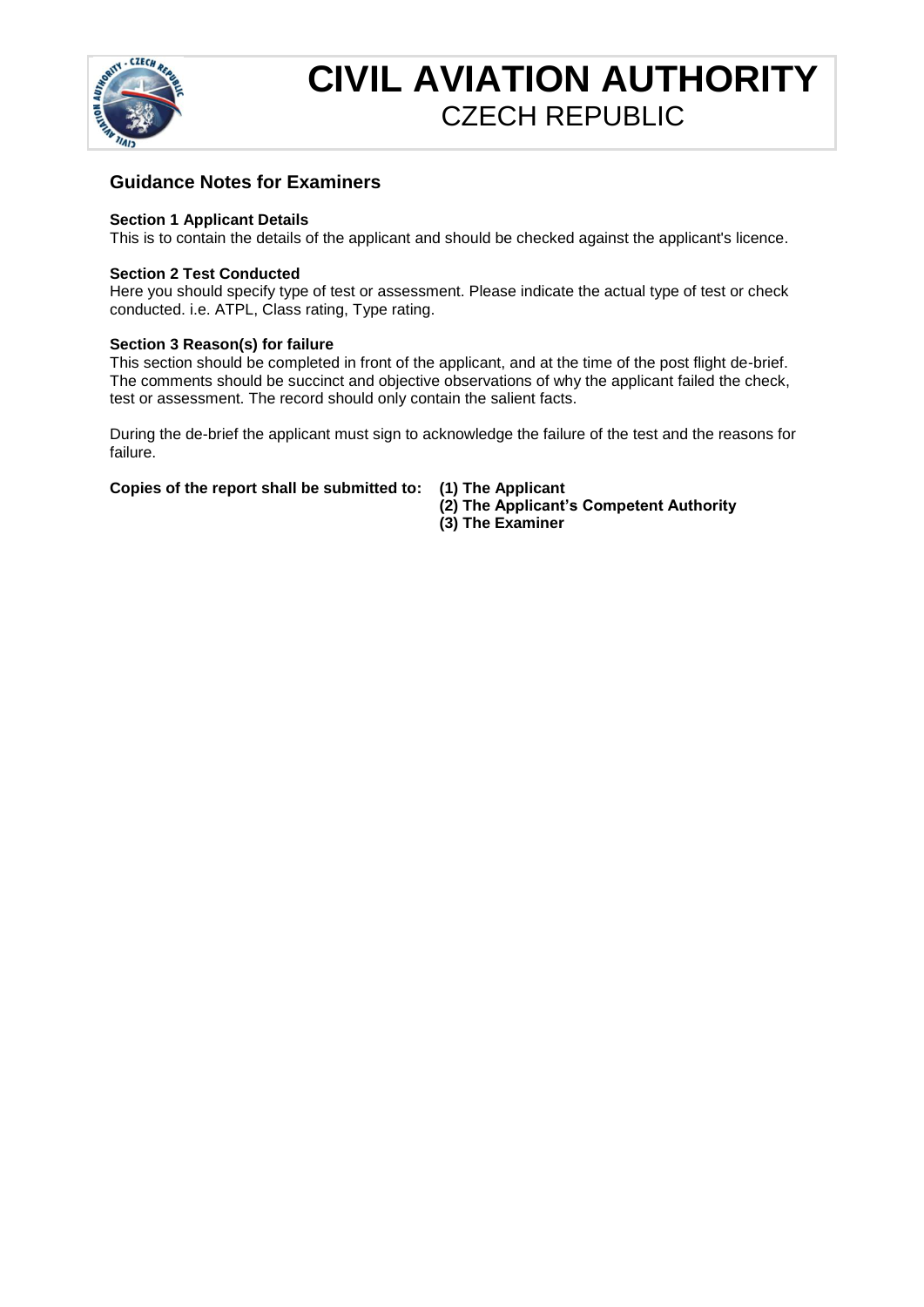# CIVIL AVIATION AUTHORITY
CZECH REPUBLIC

## Guidance Notes for Examiners

**Section 1 Applicant Details**
This is to contain the details of the applicant and should be checked against the applicant's licence.

**Section 2 Test Conducted**
Here you should specify type of test or assessment. Please indicate the actual type of test or check conducted. i.e. ATPL, Class rating, Type rating.

**Section 3 Reason(s) for failure**
This section should be completed in front of the applicant, and at the time of the post flight de-brief. The comments should be succinct and objective observations of why the applicant failed the check, test or assessment. The record should only contain the salient facts.

During the de-brief the applicant must sign to acknowledge the failure of the test and the reasons for failure.

**Copies of the report shall be submitted to:**
**(1) The Applicant**
**(2) The Applicant's Competent Authority**
**(3) The Examiner**